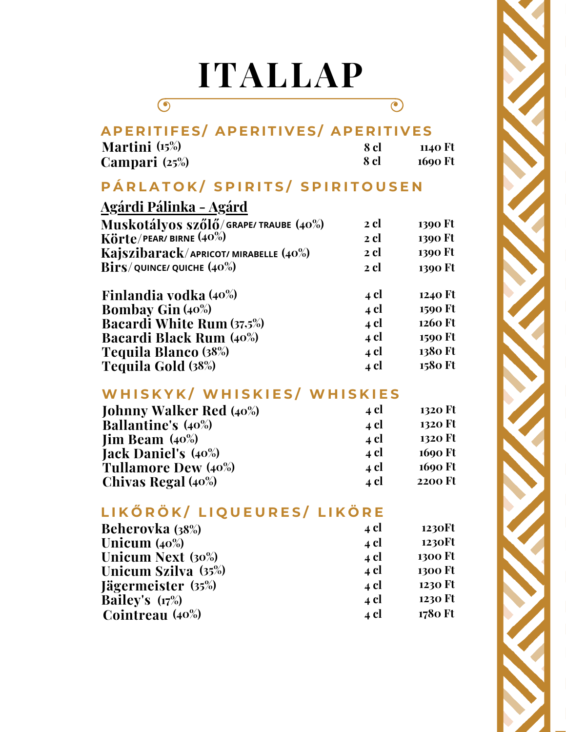# ITALLAP

## APERITIFES/ APERITIVES/ APERITIVES

| | | |
|---|---|---|
| Martini (15%) | 8 cl | 1140 Ft |
| Campari (25%) | 8 cl | 1690 Ft |

## PÁRLATOK/ SPIRITS/ SPIRITOUSEN

### Agárdi Pálinka - Agárd

| | | |
|---|---|---|
| Muskotályos szőlő/ GRAPE/ TRAUBE (40%) | 2 cl | 1390 Ft |
| Körte/ PEAR/ BIRNE (40%) | 2 cl | 1390 Ft |
| Kajszibarack/ APRICOT/ MIRABELLE (40%) | 2 cl | 1390 Ft |
| Birs/ QUINCE/ QUICHE (40%) | 2 cl | 1390 Ft |

| | | |
|---|---|---|
| Finlandia vodka (40%) | 4 cl | 1240 Ft |
| Bombay Gin (40%) | 4 cl | 1590 Ft |
| Bacardi White Rum (37,5%) | 4 cl | 1260 Ft |
| Bacardi Black Rum (40%) | 4 cl | 1590 Ft |
| Tequila Blanco (38%) | 4 cl | 1380 Ft |
| Tequila Gold (38%) | 4 cl | 1580 Ft |

## WHISKYK/ WHISKIES/ WHISKIES

| | | |
|---|---|---|
| Johnny Walker Red (40%) | 4 cl | 1320 Ft |
| Ballantine's (40%) | 4 cl | 1320 Ft |
| Jim Beam (40%) | 4 cl | 1320 Ft |
| Jack Daniel's (40%) | 4 cl | 1690 Ft |
| Tullamore Dew (40%) | 4 cl | 1690 Ft |
| Chivas Regal (40%) | 4 cl | 2200 Ft |

## LIKŐRÖK/ LIQUEURES/ LIKÖRE

| | | |
|---|---|---|
| Beherovka (38%) | 4 cl | 1230Ft |
| Unicum (40%) | 4 cl | 1230Ft |
| Unicum Next (30%) | 4 cl | 1300 Ft |
| Unicum Szilva (35%) | 4 cl | 1300 Ft |
| Jägermeister (35%) | 4 cl | 1230 Ft |
| Bailey's (17%) | 4 cl | 1230 Ft |
| Cointreau (40%) | 4 cl | 1780 Ft |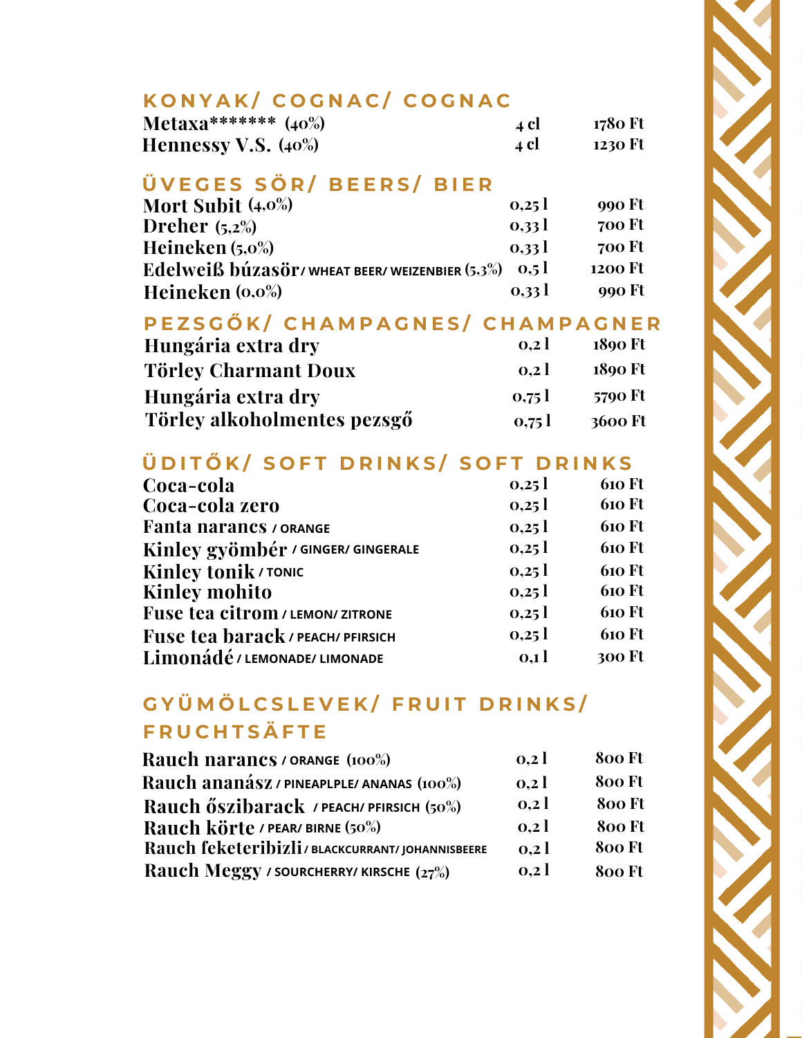## KONYAK/ COGNAC/ COGNAC

| | | |
|---|---|---|
| Metaxa******* (40%) | 4 cl | 1780 Ft |
| Hennessy V.S. (40%) | 4 cl | 1230 Ft |

## ÜVEGES SÖR/ BEERS/ BIER

| | | |
|---|---|---|
| Mort Subit (4,0%) | 0,25 l | 990 Ft |
| Dreher (5,2%) | 0,33 l | 700 Ft |
| Heineken (5,0%) | 0,33 l | 700 Ft |
| Edelweiß búzasör / WHEAT BEER/ WEIZENBIER (5,3%) | 0,5 l | 1200 Ft |
| Heineken (0,0%) | 0,33 l | 990 Ft |

## PEZSGŐK/ CHAMPAGNES/ CHAMPAGNER

| | | |
|---|---|---|
| Hungária extra dry | 0,2 l | 1890 Ft |
| Törley Charmant Doux | 0,2 l | 1890 Ft |
| Hungária extra dry | 0,75 l | 5790 Ft |
| Törley alkoholmentes pezsgő | 0,75 l | 3600 Ft |

## ÜDITŐK/ SOFT DRINKS/ SOFT DRINKS

| | | |
|---|---|---|
| Coca-cola | 0,25 l | 610 Ft |
| Coca-cola zero | 0,25 l | 610 Ft |
| Fanta narancs / ORANGE | 0,25 l | 610 Ft |
| Kinley gyömbér / GINGER/ GINGERALE | 0,25 l | 610 Ft |
| Kinley tonik / TONIC | 0,25 l | 610 Ft |
| Kinley mohito | 0,25 l | 610 Ft |
| Fuse tea citrom / LEMON/ ZITRONE | 0,25 l | 610 Ft |
| Fuse tea barack / PEACH/ PFIRSICH | 0,25 l | 610 Ft |
| Limonádé / LEMONADE/ LIMONADE | 0,1 l | 300 Ft |

## GYÜMÖLCSLEVEK/ FRUIT DRINKS/ FRUCHTSÄFTE

| | | |
|---|---|---|
| Rauch narancs / ORANGE (100%) | 0,2 l | 800 Ft |
| Rauch ananász / PINEAPLPLE/ ANANAS (100%) | 0,2 l | 800 Ft |
| Rauch őszibarack / PEACH/ PFIRSICH (50%) | 0,2 l | 800 Ft |
| Rauch körte / PEAR/ BIRNE (50%) | 0,2 l | 800 Ft |
| Rauch feketeribizli / BLACKCURRANT/ JOHANNISBEERE | 0,2 l | 800 Ft |
| Rauch Meggy / SOURCHERRY/ KIRSCHE (27%) | 0,2 l | 800 Ft |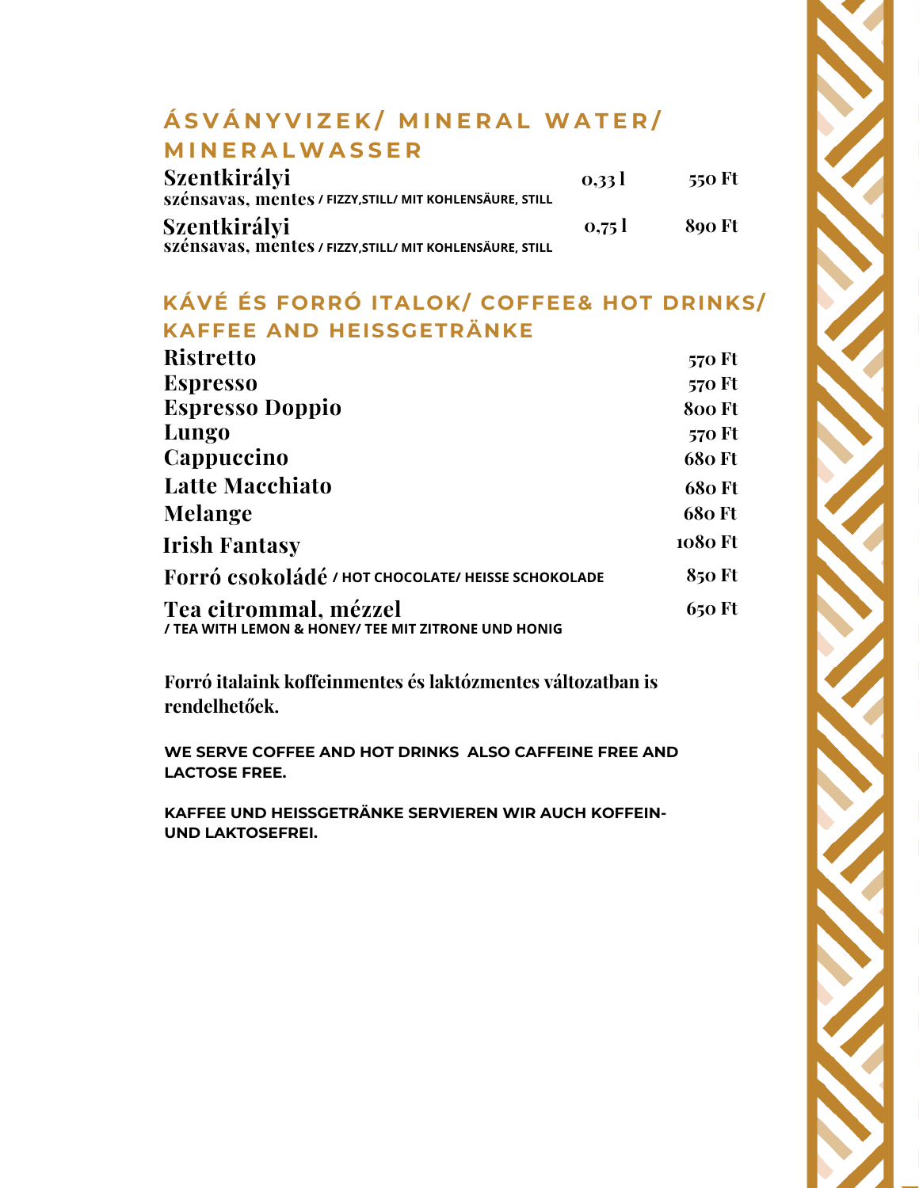## ÁSVÁNYVIZEK/ MINERAL WATER/ MINERALWASSER

| | | |
|---|---|---|
| **Szentkirályi**<br>szénsavas, mentes / FIZZY,STILL/ MIT KOHLENSÄURE, STILL | 0,33 l | 550 Ft |
| **Szentkirályi**<br>szénsavas, mentes / FIZZY,STILL/ MIT KOHLENSÄURE, STILL | 0,75 l | 890 Ft |

## KÁVÉ ÉS FORRÓ ITALOK/ COFFEE& HOT DRINKS/ KAFFEE AND HEISSGETRÄNKE

| | |
|---|---|
| **Ristretto** | 570 Ft |
| **Espresso** | 570 Ft |
| **Espresso Doppio** | 800 Ft |
| **Lungo** | 570 Ft |
| **Cappuccino** | 680 Ft |
| **Latte Macchiato** | 680 Ft |
| **Melange** | 680 Ft |
| **Irish Fantasy** | 1080 Ft |
| **Forró csokoládé** / HOT CHOCOLATE/ HEISSE SCHOKOLADE | 850 Ft |
| **Tea citrommal, mézzel**<br>/ TEA WITH LEMON & HONEY/ TEE MIT ZITRONE UND HONIG | 650 Ft |

**Forró italaink koffeinmentes és laktózmentes változatban is rendelhetőek.**

**WE SERVE COFFEE AND HOT DRINKS ALSO CAFFEINE FREE AND LACTOSE FREE.**

**KAFFEE UND HEISSGETRÄNKE SERVIEREN WIR AUCH KOFFEIN- UND LAKTOSEFREI.**